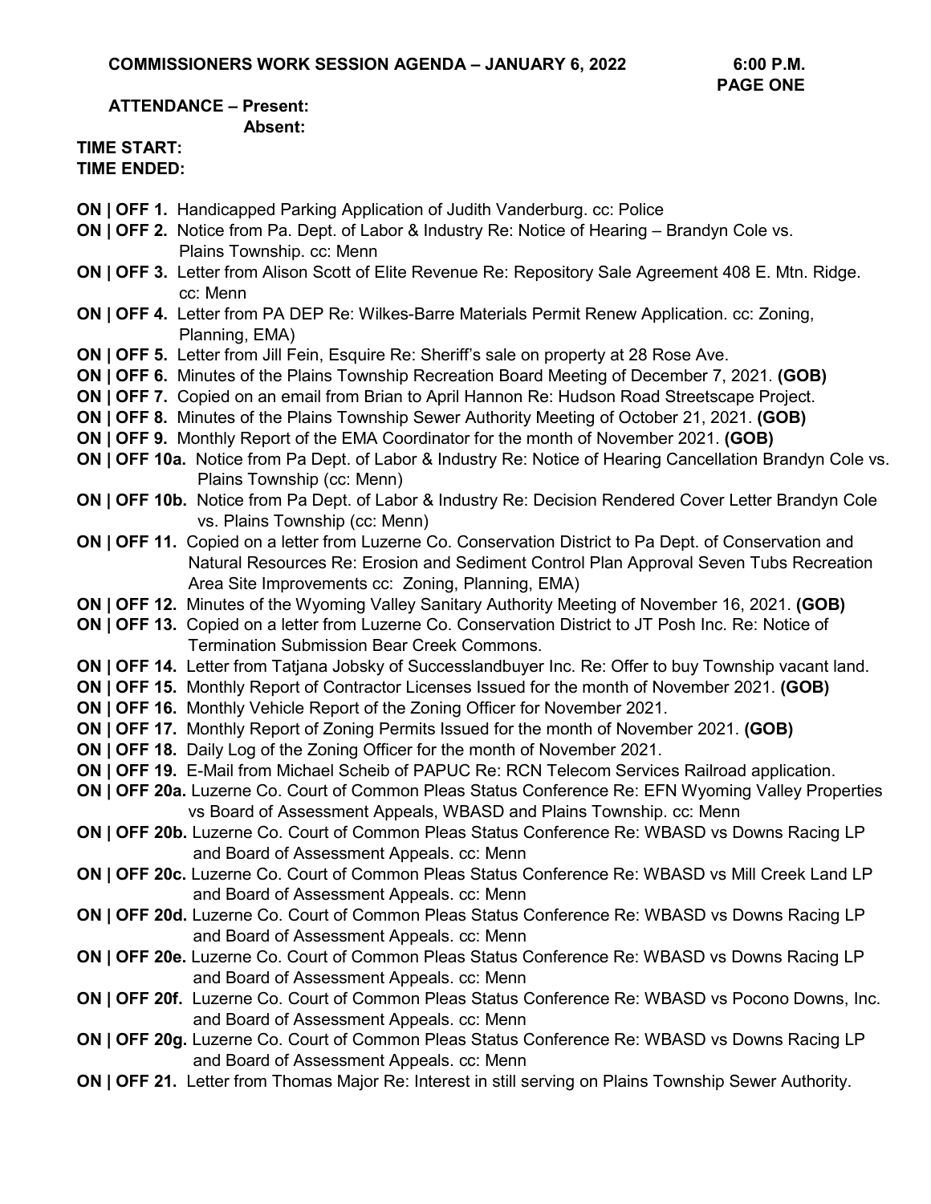**COMMISSIONERS WORK SESSION AGENDA – JANUARY 6, 2022 6:00 P.M.**

**PAGE ONE**

**ATTENDANCE – Present:**

**Absent:**

**TIME START:**

**TIME ENDED:**

**ON | OFF 1.** Handicapped Parking Application of Judith Vanderburg. cc: Police

**ON | OFF 2.** Notice from Pa. Dept. of Labor & Industry Re: Notice of Hearing – Brandyn Cole vs. Plains Township. cc: Menn

**ON | OFF 3.** Letter from Alison Scott of Elite Revenue Re: Repository Sale Agreement 408 E. Mtn. Ridge. cc: Menn

**ON | OFF 4.** Letter from PA DEP Re: Wilkes-Barre Materials Permit Renew Application. cc: Zoning, Planning, EMA)

**ON | OFF 5.** Letter from Jill Fein, Esquire Re: Sheriff's sale on property at 28 Rose Ave.

**ON | OFF 6.** Minutes of the Plains Township Recreation Board Meeting of December 7, 2021. **(GOB)**

**ON | OFF 7.** Copied on an email from Brian to April Hannon Re: Hudson Road Streetscape Project.

**ON | OFF 8.** Minutes of the Plains Township Sewer Authority Meeting of October 21, 2021. **(GOB)**

**ON | OFF 9.** Monthly Report of the EMA Coordinator for the month of November 2021. **(GOB)**

**ON | OFF 10a.** Notice from Pa Dept. of Labor & Industry Re: Notice of Hearing Cancellation Brandyn Cole vs. Plains Township (cc: Menn)

**ON | OFF 10b.** Notice from Pa Dept. of Labor & Industry Re: Decision Rendered Cover Letter Brandyn Cole vs. Plains Township (cc: Menn)

**ON | OFF 11.** Copied on a letter from Luzerne Co. Conservation District to Pa Dept. of Conservation and Natural Resources Re: Erosion and Sediment Control Plan Approval Seven Tubs Recreation Area Site Improvements cc: Zoning, Planning, EMA)

**ON | OFF 12.** Minutes of the Wyoming Valley Sanitary Authority Meeting of November 16, 2021. **(GOB)**

**ON | OFF 13.** Copied on a letter from Luzerne Co. Conservation District to JT Posh Inc. Re: Notice of Termination Submission Bear Creek Commons.

**ON | OFF 14.** Letter from Tatjana Jobsky of Successlandbuyer Inc. Re: Offer to buy Township vacant land.

**ON | OFF 15.** Monthly Report of Contractor Licenses Issued for the month of November 2021. **(GOB)**

**ON | OFF 16.** Monthly Vehicle Report of the Zoning Officer for November 2021.

**ON | OFF 17.** Monthly Report of Zoning Permits Issued for the month of November 2021. **(GOB)**

**ON | OFF 18.** Daily Log of the Zoning Officer for the month of November 2021.

**ON | OFF 19.** E-Mail from Michael Scheib of PAPUC Re: RCN Telecom Services Railroad application.

**ON | OFF 20a.** Luzerne Co. Court of Common Pleas Status Conference Re: EFN Wyoming Valley Properties vs Board of Assessment Appeals, WBASD and Plains Township. cc: Menn

**ON | OFF 20b.** Luzerne Co. Court of Common Pleas Status Conference Re: WBASD vs Downs Racing LP and Board of Assessment Appeals. cc: Menn

**ON | OFF 20c.** Luzerne Co. Court of Common Pleas Status Conference Re: WBASD vs Mill Creek Land LP and Board of Assessment Appeals. cc: Menn

**ON | OFF 20d.** Luzerne Co. Court of Common Pleas Status Conference Re: WBASD vs Downs Racing LP and Board of Assessment Appeals. cc: Menn

**ON | OFF 20e.** Luzerne Co. Court of Common Pleas Status Conference Re: WBASD vs Downs Racing LP and Board of Assessment Appeals. cc: Menn

**ON | OFF 20f.** Luzerne Co. Court of Common Pleas Status Conference Re: WBASD vs Pocono Downs, Inc. and Board of Assessment Appeals. cc: Menn

**ON | OFF 20g.** Luzerne Co. Court of Common Pleas Status Conference Re: WBASD vs Downs Racing LP and Board of Assessment Appeals. cc: Menn

**ON | OFF 21.** Letter from Thomas Major Re: Interest in still serving on Plains Township Sewer Authority.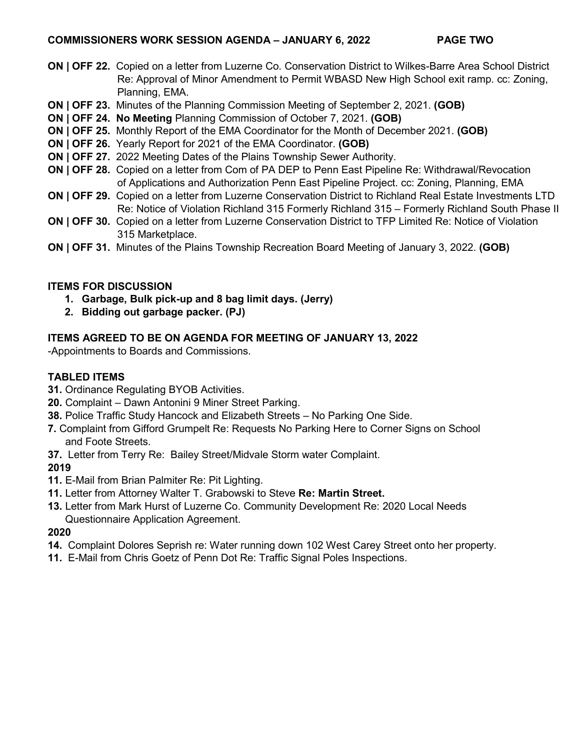**ON | OFF 22.** Copied on a letter from Luzerne Co. Conservation District to Wilkes-Barre Area School District Re: Approval of Minor Amendment to Permit WBASD New High School exit ramp. cc: Zoning, Planning, EMA.

**ON | OFF 23.** Minutes of the Planning Commission Meeting of September 2, 2021. **(GOB)**

**ON | OFF 24.** **No Meeting** Planning Commission of October 7, 2021. **(GOB)**

**ON | OFF 25.** Monthly Report of the EMA Coordinator for the Month of December 2021. **(GOB)**

**ON | OFF 26.** Yearly Report for 2021 of the EMA Coordinator. **(GOB)**

**ON | OFF 27.** 2022 Meeting Dates of the Plains Township Sewer Authority.

**ON | OFF 28.** Copied on a letter from Com of PA DEP to Penn East Pipeline Re: Withdrawal/Revocation of Applications and Authorization Penn East Pipeline Project. cc: Zoning, Planning, EMA

**ON | OFF 29.** Copied on a letter from Luzerne Conservation District to Richland Real Estate Investments LTD Re: Notice of Violation Richland 315 Formerly Richland 315 – Formerly Richland South Phase II

**ON | OFF 30.** Copied on a letter from Luzerne Conservation District to TFP Limited Re: Notice of Violation 315 Marketplace.

**ON | OFF 31.** Minutes of the Plains Township Recreation Board Meeting of January 3, 2022. **(GOB)**

**ITEMS FOR DISCUSSION**

1. **Garbage, Bulk pick-up and 8 bag limit days. (Jerry)**
2. **Bidding out garbage packer. (PJ)**

**ITEMS AGREED TO BE ON AGENDA FOR MEETING OF JANUARY 13, 2022**

-Appointments to Boards and Commissions.

**TABLED ITEMS**

**31.** Ordinance Regulating BYOB Activities.

**20.** Complaint – Dawn Antonini 9 Miner Street Parking.

**38.** Police Traffic Study Hancock and Elizabeth Streets – No Parking One Side.

**7.** Complaint from Gifford Grumpelt Re: Requests No Parking Here to Corner Signs on School and Foote Streets.

**37.** Letter from Terry Re: Bailey Street/Midvale Storm water Complaint.

**2019**

**11.** E-Mail from Brian Palmiter Re: Pit Lighting.

**11.** Letter from Attorney Walter T. Grabowski to Steve **Re: Martin Street.**

**13.** Letter from Mark Hurst of Luzerne Co. Community Development Re: 2020 Local Needs Questionnaire Application Agreement.

**2020**

**14.** Complaint Dolores Seprish re: Water running down 102 West Carey Street onto her property.

**11.** E-Mail from Chris Goetz of Penn Dot Re: Traffic Signal Poles Inspections.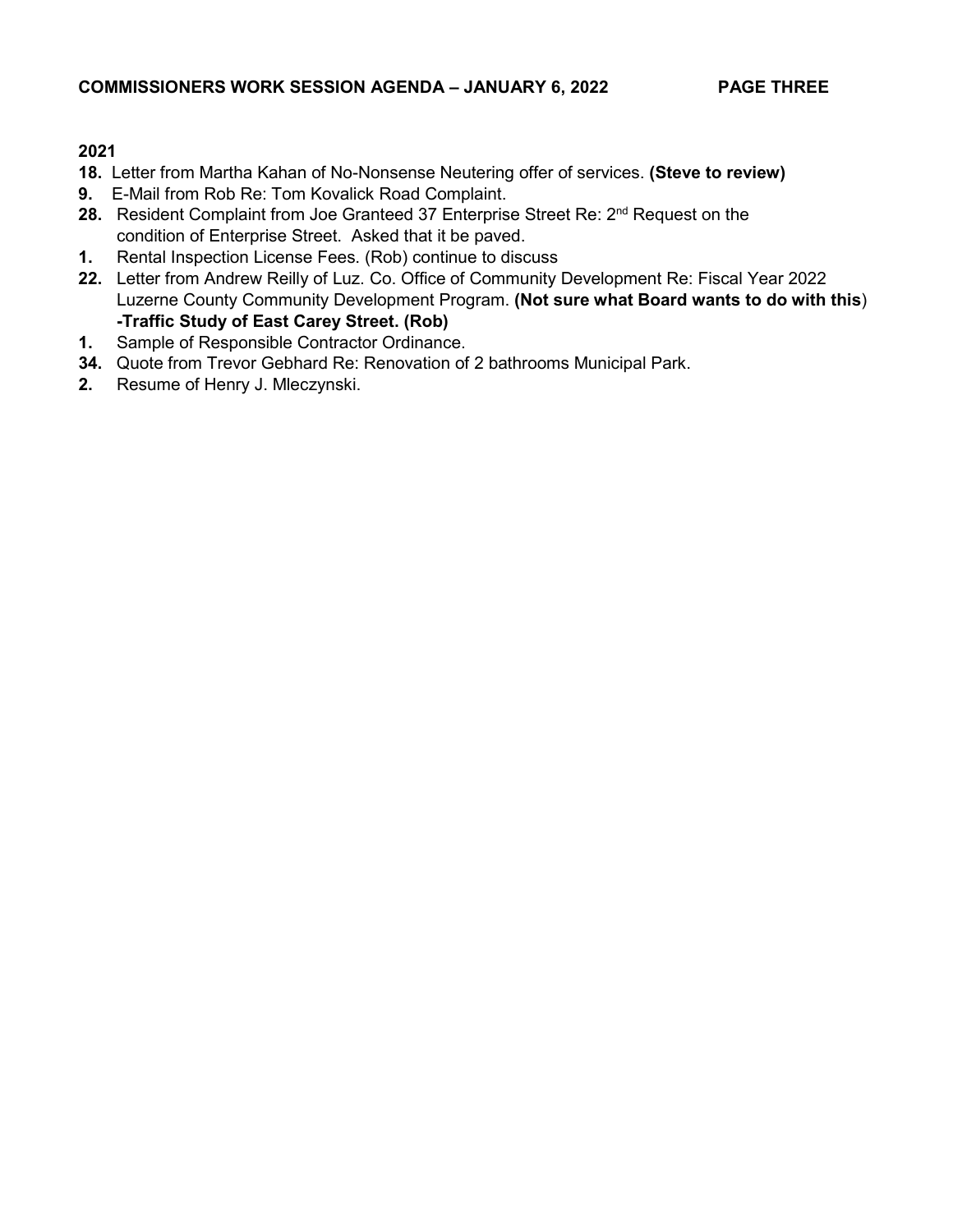**2021**

**18.** Letter from Martha Kahan of No-Nonsense Neutering offer of services. **(Steve to review)**

**9.** E-Mail from Rob Re: Tom Kovalick Road Complaint.

**28.** Resident Complaint from Joe Granteed 37 Enterprise Street Re: 2nd Request on the condition of Enterprise Street. Asked that it be paved.

**1.** Rental Inspection License Fees. (Rob) continue to discuss

**22.** Letter from Andrew Reilly of Luz. Co. Office of Community Development Re: Fiscal Year 2022 Luzerne County Community Development Program. **(Not sure what Board wants to do with this)**
**-Traffic Study of East Carey Street. (Rob)**

**1.** Sample of Responsible Contractor Ordinance.

**34.** Quote from Trevor Gebhard Re: Renovation of 2 bathrooms Municipal Park.

**2.** Resume of Henry J. Mleczynski.